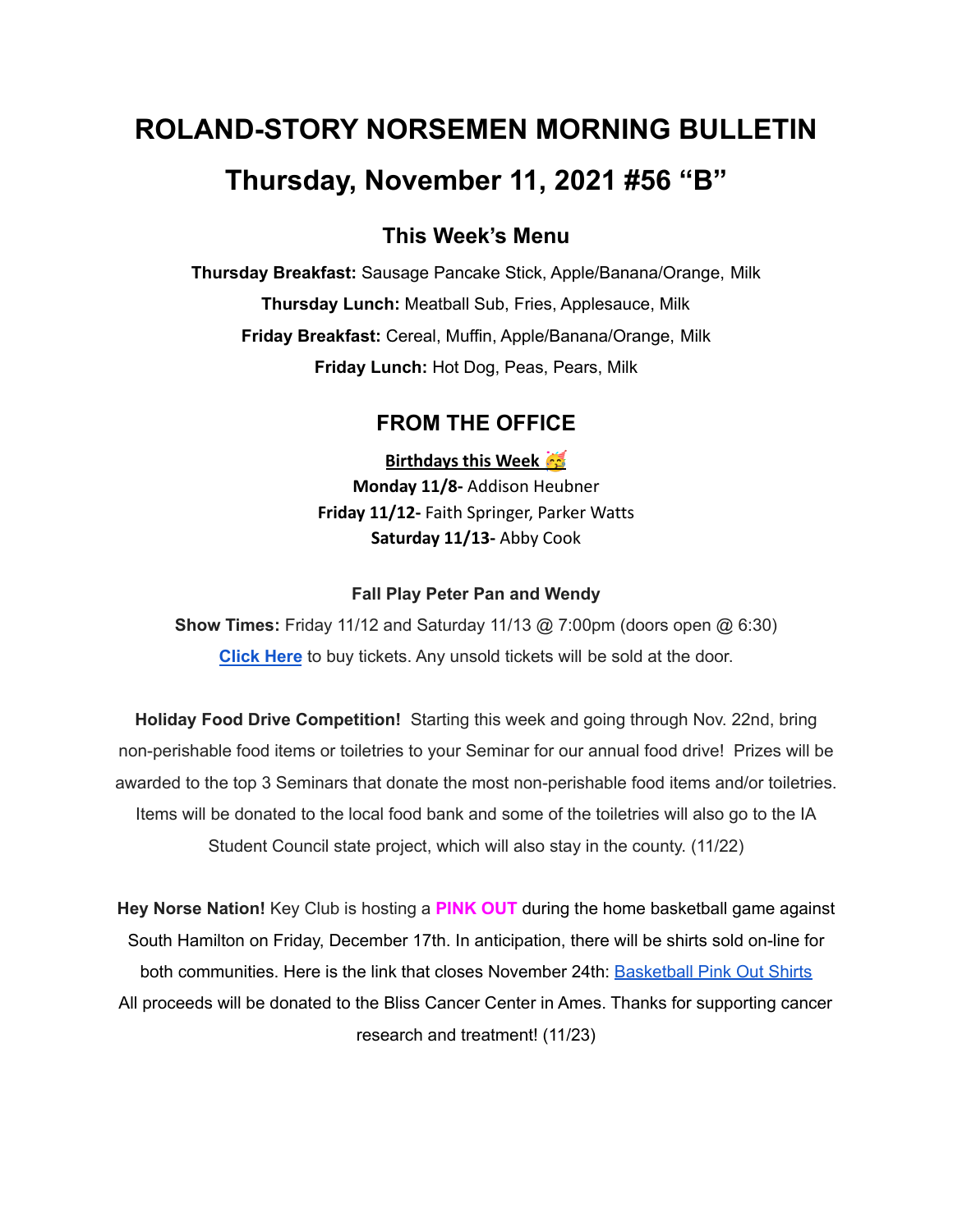# ROLAND-STORY NORSEMEN MORNING BULLETIN

# Thursday, November 11, 2021 #56 "B"

## This Week's Menu

**Thursday Breakfast:** Sausage Pancake Stick, Apple/Banana/Orange, Milk

**Thursday Lunch:** Meatball Sub, Fries, Applesauce, Milk

**Friday Breakfast:** Cereal, Muffin, Apple/Banana/Orange, Milk

**Friday Lunch:** Hot Dog, Peas, Pears, Milk

## FROM THE OFFICE

**Birthdays this Week** 🥳

**Monday 11/8-** Addison Heubner

**Friday 11/12-** Faith Springer, Parker Watts

**Saturday 11/13-** Abby Cook

**Fall Play Peter Pan and Wendy**

**Show Times:** Friday 11/12 and Saturday 11/13 @ 7:00pm (doors open @ 6:30)

**Click Here** to buy tickets. Any unsold tickets will be sold at the door.

**Holiday Food Drive Competition!** Starting this week and going through Nov. 22nd, bring non-perishable food items or toiletries to your Seminar for our annual food drive! Prizes will be awarded to the top 3 Seminars that donate the most non-perishable food items and/or toiletries. Items will be donated to the local food bank and some of the toiletries will also go to the IA Student Council state project, which will also stay in the county. (11/22)

**Hey Norse Nation!** Key Club is hosting a **PINK OUT** during the home basketball game against South Hamilton on Friday, December 17th. In anticipation, there will be shirts sold on-line for both communities. Here is the link that closes November 24th: Basketball Pink Out Shirts All proceeds will be donated to the Bliss Cancer Center in Ames. Thanks for supporting cancer research and treatment! (11/23)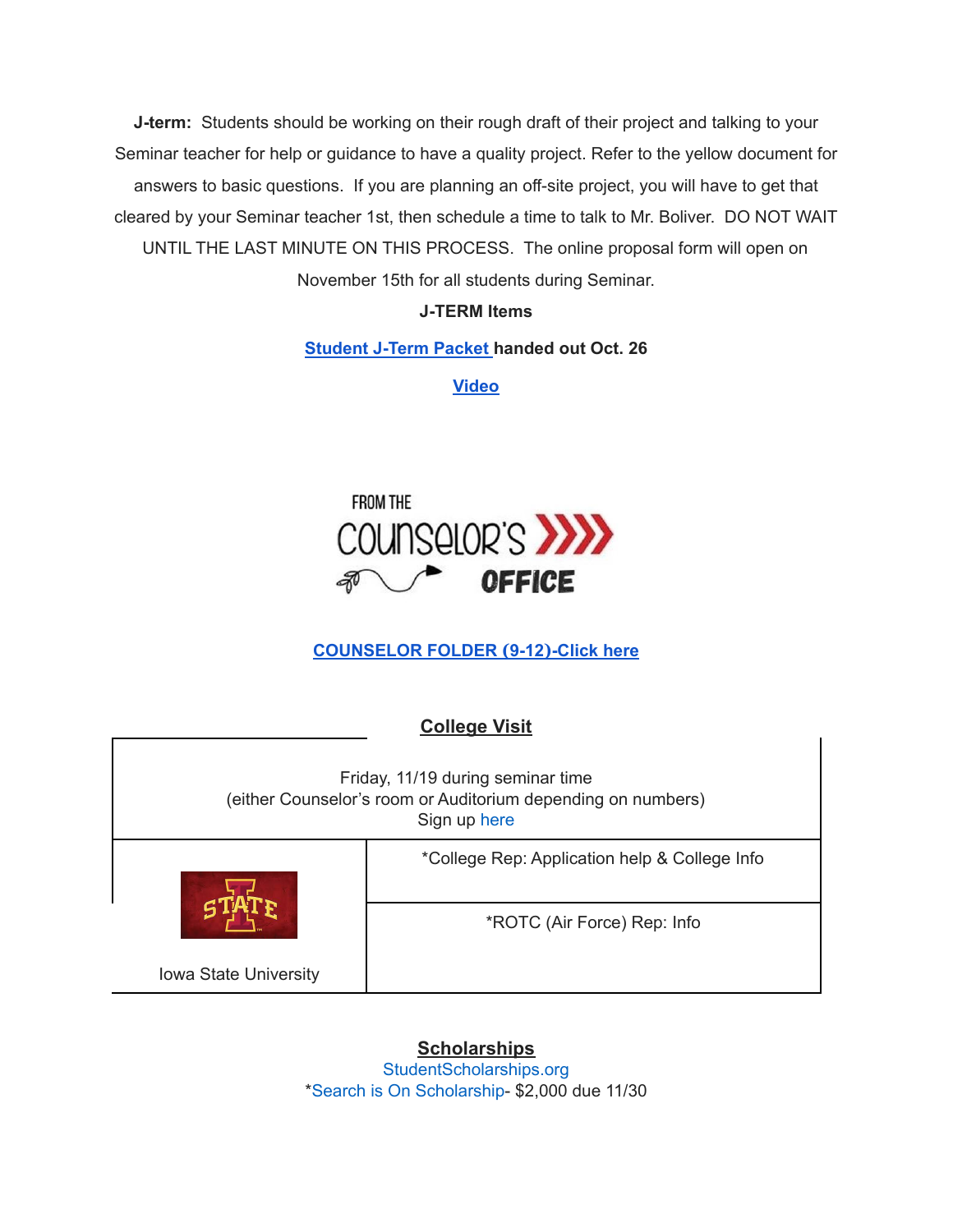**J-term:** Students should be working on their rough draft of their project and talking to your Seminar teacher for help or guidance to have a quality project. Refer to the yellow document for answers to basic questions. If you are planning an off-site project, you will have to get that cleared by your Seminar teacher 1st, then schedule a time to talk to Mr. Boliver. DO NOT WAIT UNTIL THE LAST MINUTE ON THIS PROCESS. The online proposal form will open on November 15th for all students during Seminar.

**J-TERM Items**

**Student J-Term Packet handed out Oct. 26**

**Video**

FROM THE COUNSELOR'S OFFICE

**COUNSELOR FOLDER (9-12)-Click here**

## College Visit

| Friday, 11/19 during seminar time<br>(either Counselor's room or Auditorium depending on numbers)<br>Sign up here | |
|---|---|
| Iowa State University | *College Rep: Application help & College Info |
| | *ROTC (Air Force) Rep: Info |

## Scholarships

StudentScholarships.org

*Search is On Scholarship- $2,000 due 11/30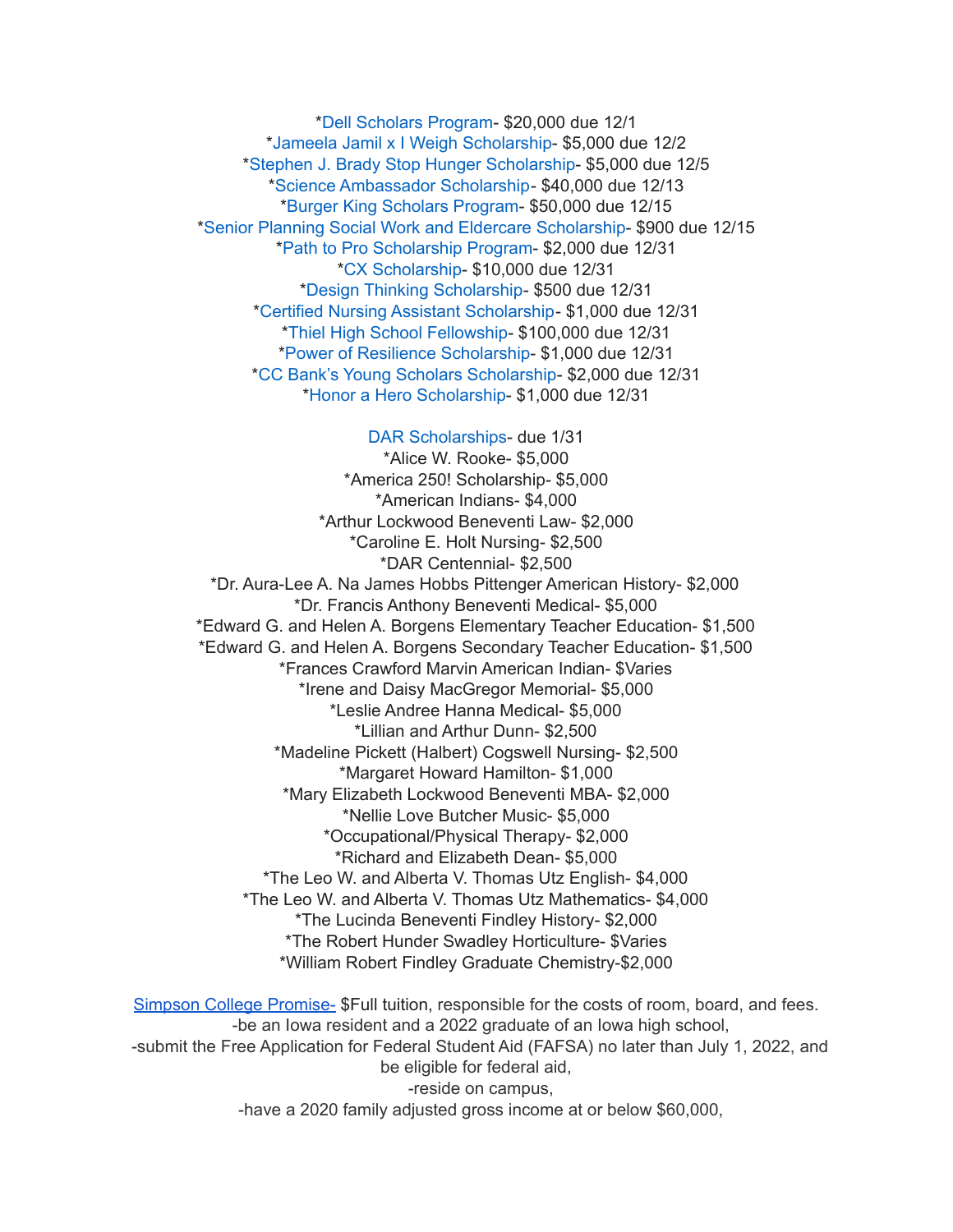*Dell Scholars Program- $20,000 due 12/1
*Jameela Jamil x I Weigh Scholarship- $5,000 due 12/2
*Stephen J. Brady Stop Hunger Scholarship- $5,000 due 12/5
*Science Ambassador Scholarship- $40,000 due 12/13
*Burger King Scholars Program- $50,000 due 12/15
*Senior Planning Social Work and Eldercare Scholarship- $900 due 12/15
*Path to Pro Scholarship Program- $2,000 due 12/31
*CX Scholarship- $10,000 due 12/31
*Design Thinking Scholarship- $500 due 12/31
*Certified Nursing Assistant Scholarship- $1,000 due 12/31
*Thiel High School Fellowship- $100,000 due 12/31
*Power of Resilience Scholarship- $1,000 due 12/31
*CC Bank's Young Scholars Scholarship- $2,000 due 12/31
*Honor a Hero Scholarship- $1,000 due 12/31

DAR Scholarships- due 1/31
*Alice W. Rooke- $5,000
*America 250! Scholarship- $5,000
*American Indians- $4,000
*Arthur Lockwood Beneventi Law- $2,000
*Caroline E. Holt Nursing- $2,500
*DAR Centennial- $2,500
*Dr. Aura-Lee A. Na James Hobbs Pittenger American History- $2,000
*Dr. Francis Anthony Beneventi Medical- $5,000
*Edward G. and Helen A. Borgens Elementary Teacher Education- $1,500
*Edward G. and Helen A. Borgens Secondary Teacher Education- $1,500
*Frances Crawford Marvin American Indian- $Varies
*Irene and Daisy MacGregor Memorial- $5,000
*Leslie Andree Hanna Medical- $5,000
*Lillian and Arthur Dunn- $2,500
*Madeline Pickett (Halbert) Cogswell Nursing- $2,500
*Margaret Howard Hamilton- $1,000
*Mary Elizabeth Lockwood Beneventi MBA- $2,000
*Nellie Love Butcher Music- $5,000
*Occupational/Physical Therapy- $2,000
*Richard and Elizabeth Dean- $5,000
*The Leo W. and Alberta V. Thomas Utz English- $4,000
*The Leo W. and Alberta V. Thomas Utz Mathematics- $4,000
*The Lucinda Beneventi Findley History- $2,000
*The Robert Hunder Swadley Horticulture- $Varies
*William Robert Findley Graduate Chemistry-$2,000

Simpson College Promise- $Full tuition, responsible for the costs of room, board, and fees.
-be an Iowa resident and a 2022 graduate of an Iowa high school,
-submit the Free Application for Federal Student Aid (FAFSA) no later than July 1, 2022, and be eligible for federal aid,
-reside on campus,
-have a 2020 family adjusted gross income at or below $60,000,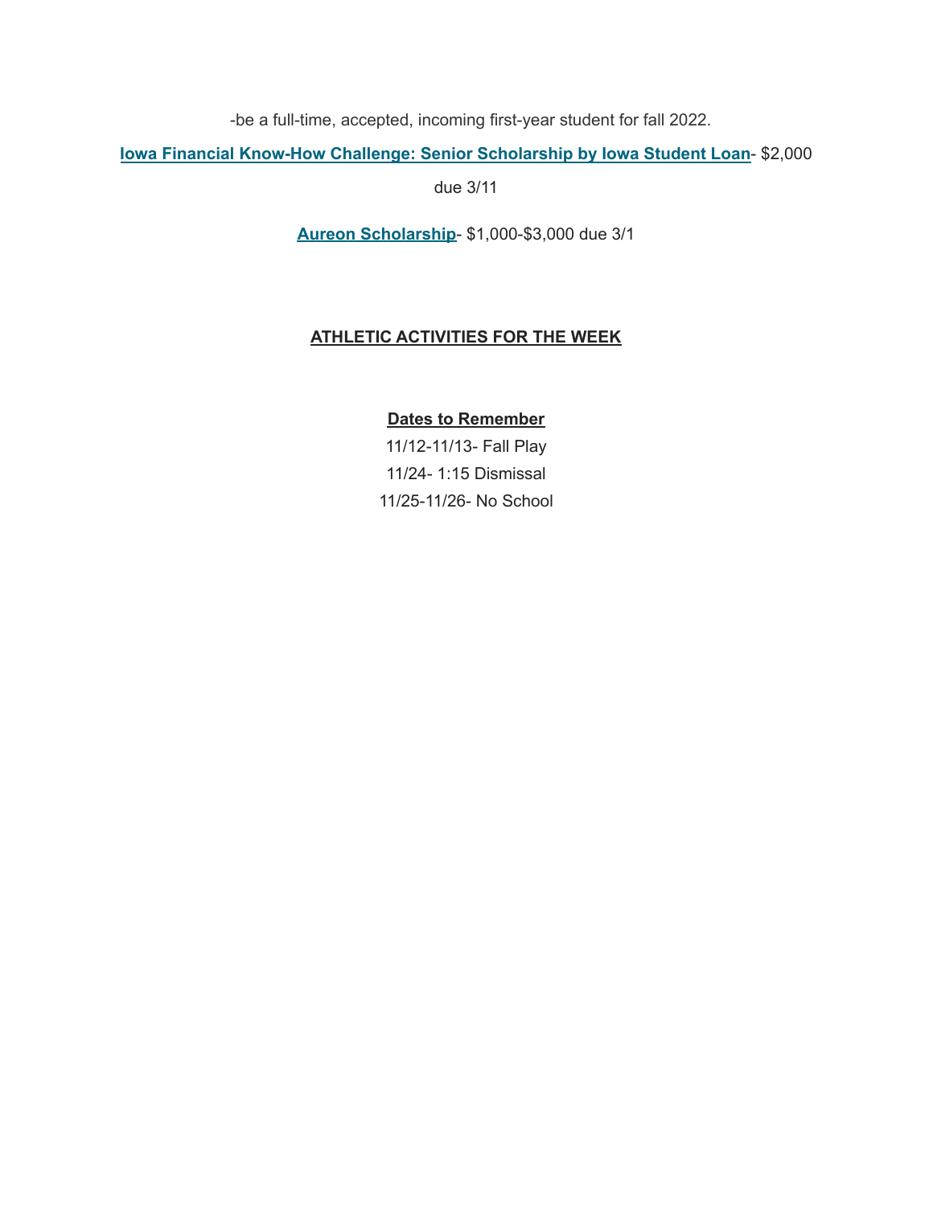-be a full-time, accepted, incoming first-year student for fall 2022.

**Iowa Financial Know-How Challenge: Senior Scholarship by Iowa Student Loan**- $2,000 due 3/11

**Aureon Scholarship**- $1,000-$3,000 due 3/1

## ATHLETIC ACTIVITIES FOR THE WEEK

### Dates to Remember

11/12-11/13- Fall Play

11/24- 1:15 Dismissal

11/25-11/26- No School